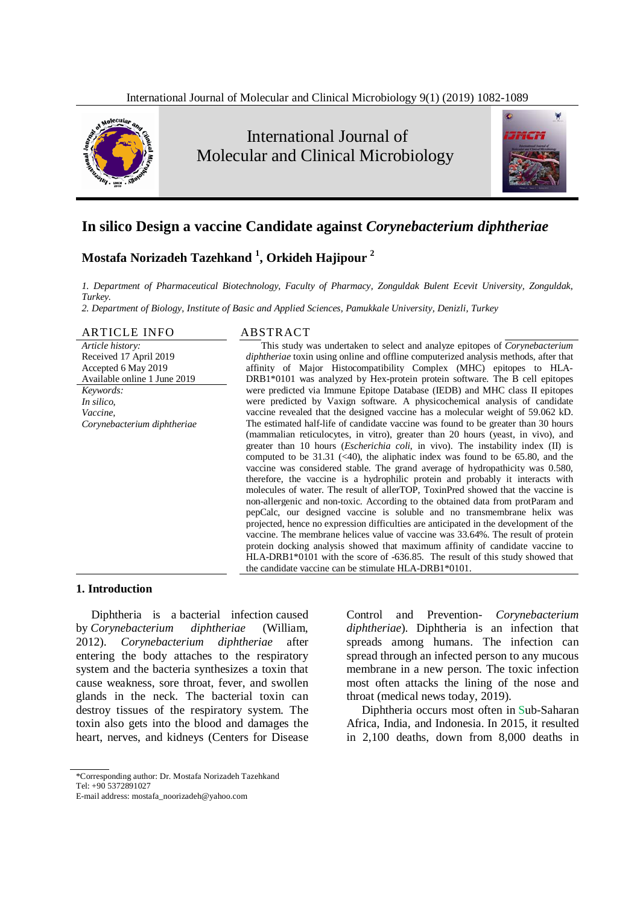# In silico Design a vaccine Candidate against *Corynebacterium diphtheriae*

**Mostafa Norizadeh Tazehkand [1], Orkideh Hajipour [2]**

*1. Department of Pharmaceutical Biotechnology, Faculty of Pharmacy, Zonguldak Bulent Ecevit University, Zonguldak, Turkey.*

*2. Department of Biology, Institute of Basic and Applied Sciences, Pamukkale University, Denizli, Turkey*

## ARTICLE INFO

*Article history:*
Received 17 April 2019
Accepted 6 May 2019
Available online 1 June 2019

*Keywords:*
*In silico,*
*Vaccine,*
*Corynebacterium diphtheriae*

## ABSTRACT

This study was undertaken to select and analyze epitopes of *Corynebacterium diphtheriae* toxin using online and offline computerized analysis methods, after that affinity of Major Histocompatibility Complex (MHC) epitopes to HLA-DRB1*0101 was analyzed by Hex-protein protein software. The B cell epitopes were predicted via Immune Epitope Database (IEDB) and MHC class II epitopes were predicted by Vaxign software. A physicochemical analysis of candidate vaccine revealed that the designed vaccine has a molecular weight of 59.062 kD. The estimated half-life of candidate vaccine was found to be greater than 30 hours (mammalian reticulocytes, in vitro), greater than 20 hours (yeast, in vivo), and greater than 10 hours (*Escherichia coli*, in vivo). The instability index (II) is computed to be 31.31 (<40), the aliphatic index was found to be 65.80, and the vaccine was considered stable. The grand average of hydropathicity was 0.580, therefore, the vaccine is a hydrophilic protein and probably it interacts with molecules of water. The result of allerTOP, ToxinPred showed that the vaccine is non-allergenic and non-toxic. According to the obtained data from protParam and pepCalc, our designed vaccine is soluble and no transmembrane helix was projected, hence no expression difficulties are anticipated in the development of the vaccine. The membrane helices value of vaccine was 33.64%. The result of protein protein docking analysis showed that maximum affinity of candidate vaccine to HLA-DRB1*0101 with the score of -636.85. The result of this study showed that the candidate vaccine can be stimulate HLA-DRB1*0101.

## 1. Introduction

Diphtheria is a bacterial infection caused by *Corynebacterium diphtheriae* (William, 2012). *Corynebacterium diphtheriae* after entering the body attaches to the respiratory system and the bacteria synthesizes a toxin that cause weakness, sore throat, fever, and swollen glands in the neck. The bacterial toxin can destroy tissues of the respiratory system. The toxin also gets into the blood and damages the heart, nerves, and kidneys (Centers for Disease Control and Prevention- *Corynebacterium diphtheriae*). Diphtheria is an infection that spreads among humans. The infection can spread through an infected person to any mucous membrane in a new person. The toxic infection most often attacks the lining of the nose and throat (medical news today, 2019).

Diphtheria occurs most often in Sub-Saharan Africa, India, and Indonesia. In 2015, it resulted in 2,100 deaths, down from 8,000 deaths in

*Corresponding author: Dr. Mostafa Norizadeh Tazehkand
Tel: +90 5372891027
E-mail address: mostafa_noorizadeh@yahoo.com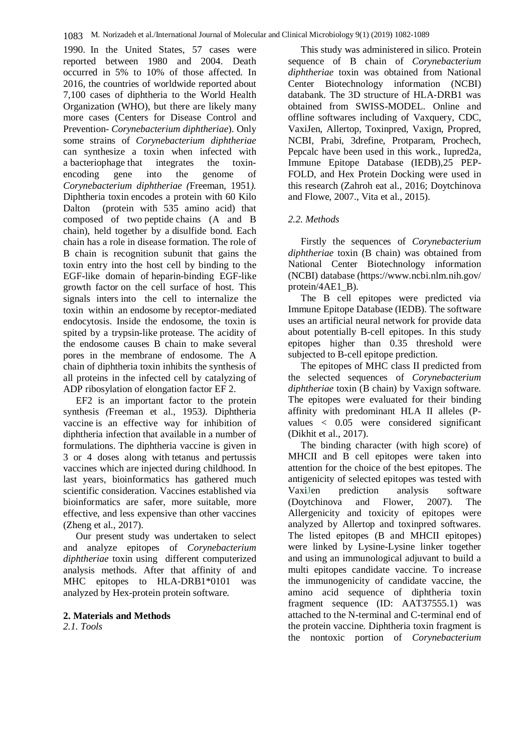1990. In the United States, 57 cases were reported between 1980 and 2004. Death occurred in 5% to 10% of those affected. In 2016, the countries of worldwide reported about 7,100 cases of diphtheria to the World Health Organization (WHO), but there are likely many more cases (Centers for Disease Control and Prevention- *Corynebacterium diphtheriae*). Only some strains of *Corynebacterium diphtheriae* can synthesize a toxin when infected with a bacteriophage that integrates the toxin-encoding gene into the genome of *Corynebacterium diphtheriae (*Freeman, 1951*).* Diphtheria toxin encodes a protein with 60 Kilo Dalton (protein with 535 amino acid) that composed of two peptide chains (A and B chain), held together by a disulfide bond. Each chain has a role in disease formation. The role of B chain is recognition subunit that gains the toxin entry into the host cell by binding to the EGF-like domain of heparin-binding EGF-like growth factor on the cell surface of host. This signals inters into the cell to internalize the toxin within an endosome by receptor-mediated endocytosis. Inside the endosome, the toxin is spited by a trypsin-like protease. The acidity of the endosome causes B chain to make several pores in the membrane of endosome. The A chain of diphtheria toxin inhibits the synthesis of all proteins in the infected cell by catalyzing of ADP ribosylation of elongation factor EF 2.

EF2 is an important factor to the protein synthesis *(*Freeman et al., 1953*).* Diphtheria vaccine is an effective way for inhibition of diphtheria infection that available in a number of formulations. The diphtheria vaccine is given in 3 or 4 doses along with tetanus and pertussis vaccines which are injected during childhood. In last years, bioinformatics has gathered much scientific consideration. Vaccines established via bioinformatics are safer, more suitable, more effective, and less expensive than other vaccines (Zheng et al., 2017).

Our present study was undertaken to select and analyze epitopes of *Corynebacterium diphtheriae* toxin using different computerized analysis methods. After that affinity of and MHC epitopes to HLA-DRB1*0101 was analyzed by Hex-protein protein software.

## 2. Materials and Methods

### *2.1. Tools*

This study was administered in silico. Protein sequence of B chain of *Corynebacterium diphtheriae* toxin was obtained from National Center Biotechnology information (NCBI) databank. The 3D structure of HLA-DRB1 was obtained from SWISS-MODEL. Online and offline softwares including of Vaxquery, CDC, VaxiJen, Allertop, Toxinpred, Vaxign, Propred, NCBI, Prabi, 3drefine, Protparam, Prochech, Pepcalc have been used in this work., Iupred2a, Immune Epitope Database (IEDB),25 PEP-FOLD, and Hex Protein Docking were used in this research (Zahroh eat al., 2016; Doytchinova and Flowe, 2007., Vita et al., 2015).

### *2.2. Methods*

Firstly the sequences of *Corynebacterium diphtheriae* toxin (B chain) was obtained from National Center Biotechnology information (NCBI) database (https://www.ncbi.nlm.nih.gov/protein/4AE1_B).

The B cell epitopes were predicted via Immune Epitope Database (IEDB). The software uses an artificial neural network for provide data about potentially B-cell epitopes. In this study epitopes higher than 0.35 threshold were subjected to B-cell epitope prediction.

The epitopes of MHC class II predicted from the selected sequences of *Corynebacterium diphtheriae* toxin (B chain) by Vaxign software. The epitopes were evaluated for their binding affinity with predominant HLA II alleles (P-values $< 0.05$ were considered significant (Dikhit et al., 2017).

The binding character (with high score) of MHCII and B cell epitopes were taken into attention for the choice of the best epitopes. The antigenicity of selected epitopes was tested with VaxiJen prediction analysis software (Doytchinova and Flower, 2007). The Allergenicity and toxicity of epitopes were analyzed by Allertop and toxinpred softwares. The listed epitopes (B and MHCII epitopes) were linked by Lysine-Lysine linker together and using an immunological adjuvant to build a multi epitopes candidate vaccine. To increase the immunogenicity of candidate vaccine, the amino acid sequence of diphtheria toxin fragment sequence (ID: AAT37555.1) was attached to the N-terminal and C-terminal end of the protein vaccine. Diphtheria toxin fragment is the nontoxic portion of *Corynebacterium*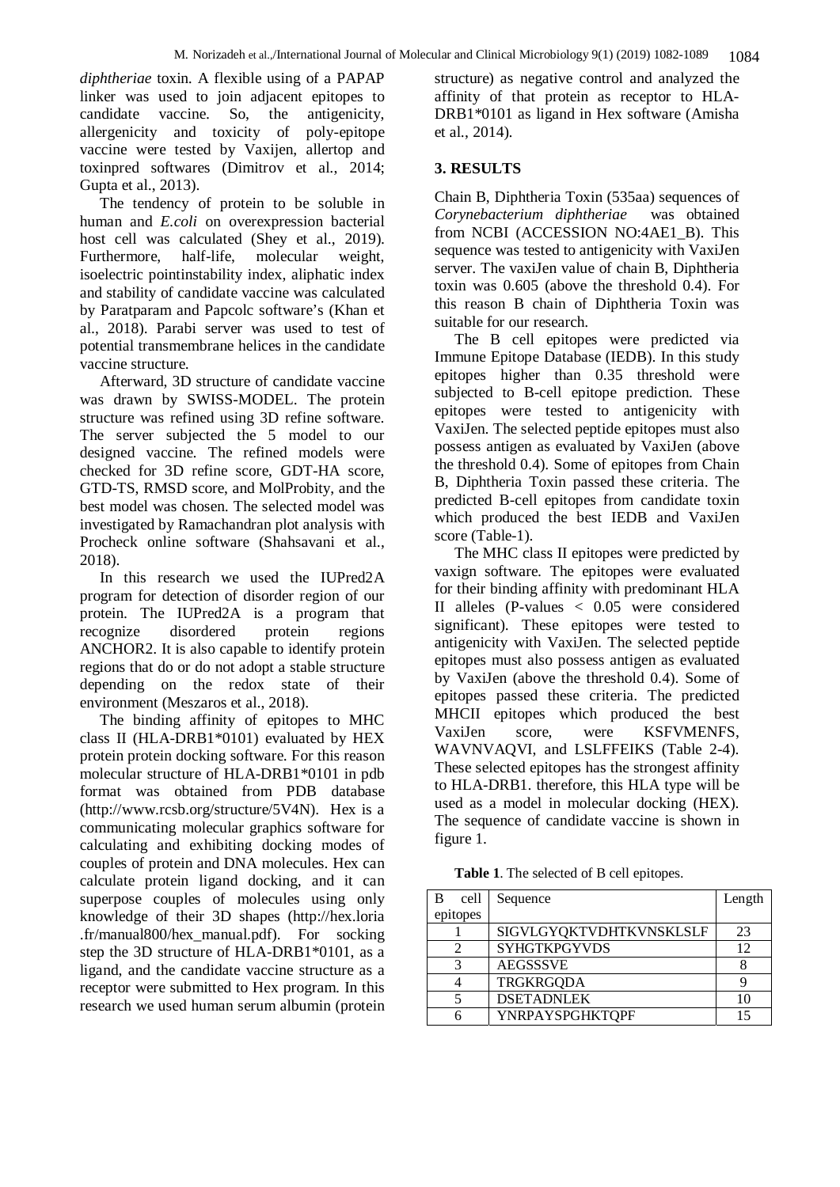*diphtheriae* toxin. A flexible using of a PAPAP linker was used to join adjacent epitopes to candidate vaccine. So, the antigenicity, allergenicity and toxicity of poly-epitope vaccine were tested by Vaxijen, allertop and toxinpred softwares (Dimitrov et al., 2014; Gupta et al., 2013).

The tendency of protein to be soluble in human and *E.coli* on overexpression bacterial host cell was calculated (Shey et al., 2019). Furthermore, half-life, molecular weight, isoelectric pointinstability index, aliphatic index and stability of candidate vaccine was calculated by Paratparam and Papcolc software's (Khan et al., 2018). Parabi server was used to test of potential transmembrane helices in the candidate vaccine structure.

Afterward, 3D structure of candidate vaccine was drawn by SWISS-MODEL. The protein structure was refined using 3D refine software. The server subjected the 5 model to our designed vaccine. The refined models were checked for 3D refine score, GDT-HA score, GTD-TS, RMSD score, and MolProbity, and the best model was chosen. The selected model was investigated by Ramachandran plot analysis with Procheck online software (Shahsavani et al., 2018).

In this research we used the IUPred2A program for detection of disorder region of our protein. The IUPred2A is a program that recognize disordered protein regions ANCHOR2. It is also capable to identify protein regions that do or do not adopt a stable structure depending on the redox state of their environment (Meszaros et al., 2018).

The binding affinity of epitopes to MHC class II (HLA-DRB1*0101) evaluated by HEX protein protein docking software. For this reason molecular structure of HLA-DRB1*0101 in pdb format was obtained from PDB database (http://www.rcsb.org/structure/5V4N). Hex is a communicating molecular graphics software for calculating and exhibiting docking modes of couples of protein and DNA molecules. Hex can calculate protein ligand docking, and it can superpose couples of molecules using only knowledge of their 3D shapes (http://hex.loria.fr/manual800/hex_manual.pdf). For socking step the 3D structure of HLA-DRB1*0101, as a ligand, and the candidate vaccine structure as a receptor were submitted to Hex program. In this research we used human serum albumin (protein structure) as negative control and analyzed the affinity of that protein as receptor to HLA-DRB1*0101 as ligand in Hex software (Amisha et al., 2014).

## 3. RESULTS

Chain B, Diphtheria Toxin (535aa) sequences of *Corynebacterium diphtheriae* was obtained from NCBI (ACCESSION NO:4AE1_B). This sequence was tested to antigenicity with VaxiJen server. The vaxiJen value of chain B, Diphtheria toxin was 0.605 (above the threshold 0.4). For this reason B chain of Diphtheria Toxin was suitable for our research.

The B cell epitopes were predicted via Immune Epitope Database (IEDB). In this study epitopes higher than 0.35 threshold were subjected to B-cell epitope prediction. These epitopes were tested to antigenicity with VaxiJen. The selected peptide epitopes must also possess antigen as evaluated by VaxiJen (above the threshold 0.4). Some of epitopes from Chain B, Diphtheria Toxin passed these criteria. The predicted B-cell epitopes from candidate toxin which produced the best IEDB and VaxiJen score (Table-1).

The MHC class II epitopes were predicted by vaxign software. The epitopes were evaluated for their binding affinity with predominant HLA II alleles (P-values $< 0.05$ were considered significant). These epitopes were tested to antigenicity with VaxiJen. The selected peptide epitopes must also possess antigen as evaluated by VaxiJen (above the threshold 0.4). Some of epitopes passed these criteria. The predicted MHCII epitopes which produced the best VaxiJen score, were KSFVMENFS, WAVNVAQVI, and LSLFFEIKS (Table 2-4). These selected epitopes has the strongest affinity to HLA-DRB1. therefore, this HLA type will be used as a model in molecular docking (HEX). The sequence of candidate vaccine is shown in figure 1.

**Table 1**. The selected of B cell epitopes.

| B cell epitopes | Sequence | Length |
|---|---|---|
| 1 | SIGVLGYQKTVDHTKVNSKLSLF | 23 |
| 2 | SYHGTKPGYVDS | 12 |
| 3 | AEGSSSVE | 8 |
| 4 | TRGKRGQDA | 9 |
| 5 | DSETADNLEK | 10 |
| 6 | YNRPAYSPGHKTQPF | 15 |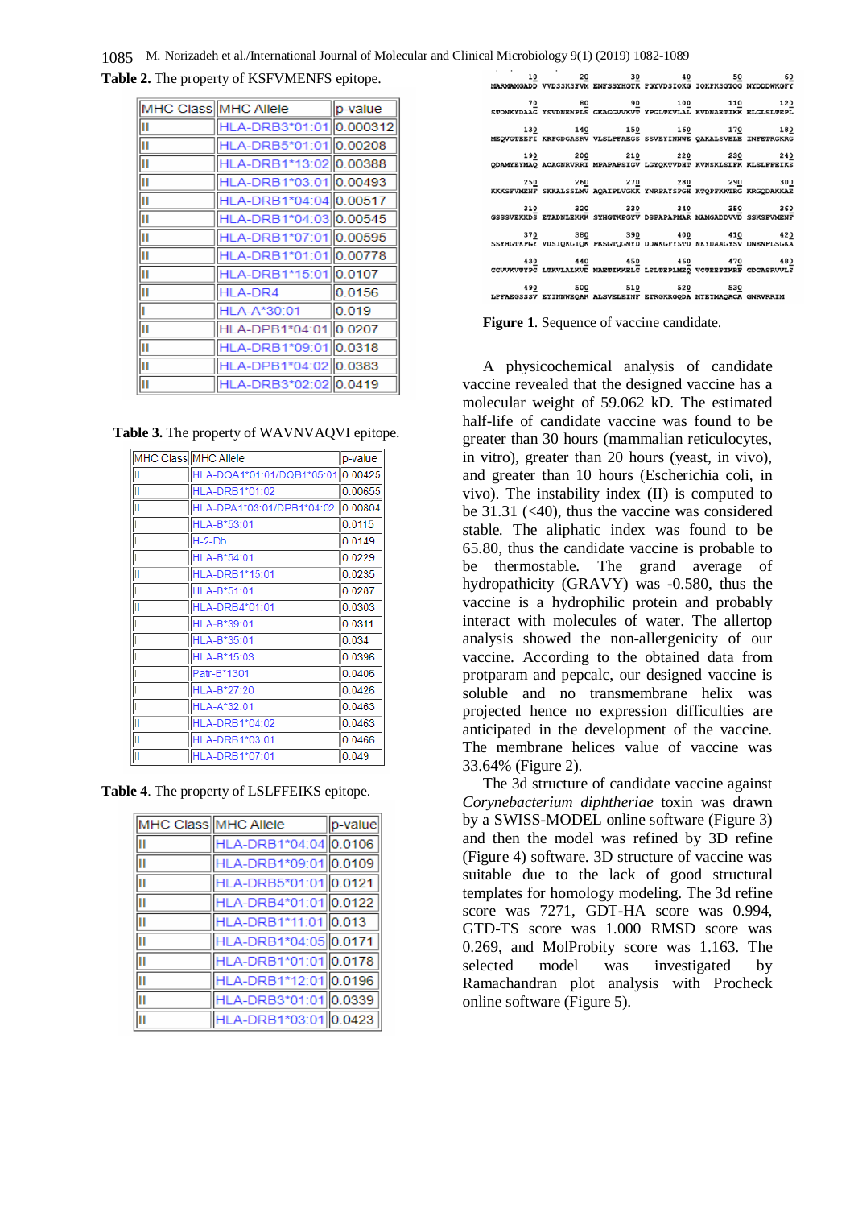**Table 2.** The property of KSFVMENFS epitope.

| MHC Class | MHC Allele | p-value |
|---|---|---|
| II | HLA-DRB3*01:01 | 0.000312 |
| II | HLA-DRB5*01:01 | 0.00208 |
| II | HLA-DRB1*13:02 | 0.00388 |
| II | HLA-DRB1*03:01 | 0.00493 |
| II | HLA-DRB1*04:04 | 0.00517 |
| II | HLA-DRB1*04:03 | 0.00545 |
| II | HLA-DRB1*07:01 | 0.00595 |
| II | HLA-DRB1*01:01 | 0.00778 |
| II | HLA-DRB1*15:01 | 0.0107 |
| II | HLA-DR4 | 0.0156 |
| I | HLA-A*30:01 | 0.019 |
| II | HLA-DPB1*04:01 | 0.0207 |
| II | HLA-DRB1*09:01 | 0.0318 |
| II | HLA-DPB1*04:02 | 0.0383 |
| II | HLA-DRB3*02:02 | 0.0419 |

**Table 3.** The property of WAVNVAQVI epitope.

| MHC Class | MHC Allele | p-value |
|---|---|---|
| II | HLA-DQA1*01:01/DQB1*05:01 | 0.00425 |
| II | HLA-DRB1*01:02 | 0.00655 |
| II | HLA-DPA1*03:01/DPB1*04:02 | 0.00804 |
| I | HLA-B*53:01 | 0.0115 |
| I | H-2-Db | 0.0149 |
| I | HLA-B*54:01 | 0.0229 |
| II | HLA-DRB1*15:01 | 0.0235 |
| I | HLA-B*51:01 | 0.0287 |
| II | HLA-DRB4*01:01 | 0.0303 |
| I | HLA-B*39:01 | 0.0311 |
| I | HLA-B*35:01 | 0.034 |
| I | HLA-B*15:03 | 0.0396 |
| I | Patr-B*1301 | 0.0406 |
| I | HLA-B*27:20 | 0.0426 |
| I | HLA-A*32:01 | 0.0463 |
| II | HLA-DRB1*04:02 | 0.0463 |
| II | HLA-DRB1*03:01 | 0.0466 |
| II | HLA-DRB1*07:01 | 0.049 |

**Table 4**. The property of LSLFFEIKS epitope.

| MHC Class | MHC Allele | p-value |
|---|---|---|
| II | HLA-DRB1*04:04 | 0.0106 |
| II | HLA-DRB1*09:01 | 0.0109 |
| II | HLA-DRB5*01:01 | 0.0121 |
| II | HLA-DRB4*01:01 | 0.0122 |
| II | HLA-DRB1*11:01 | 0.013 |
| II | HLA-DRB1*04:05 | 0.0171 |
| II | HLA-DRB1*01:01 | 0.0178 |
| II | HLA-DRB1*12:01 | 0.0196 |
| II | HLA-DRB3*01:01 | 0.0339 |
| II | HLA-DRB1*03:01 | 0.0423 |

```
        10         20         30         40         50         60
MARMAMGADD VVDSSKSFVM ENFSSYHGTK PGYVDSIQKG IQKPKSGTQG NYDDDWKGFY
        70         80         90        100        110        120
STDNKYDAAG YSVDNENPLS GKAGGVVKVT YPGLTKVLAL KVDNAETIKK ELGLSLTEPL
       130        140        150        160        170        180
MEQVGTEEFI KRFGDGASRV VLSLPFAEGS SSVEYINNWE QAKALSVELE INFETRGKRG
       190        200        210        220        230        240
QDAMYEYMAQ ACAGNRVRRS MPAPAPSIGV LGYQKTVDHT KVNSKLSLFF KLSLFFEIKS
       250        260        270        280        290        300
KKKSFVMENF SKKALSSLMV AQAIPLVGKK YNRPAYSPGH KTQPFKKTRG KRGQDAKKAE
       310        320        330        340        350        360
GSSSVEKKDS ETADNLEKKK SYHGTKPGYV DSPAPAPMAR MAMGADDVVD SSKSFVMENF
       370        380        390        400        410        420
SSYHGTKPGT VDSIQKGIQK PKSGTQGNYD DDWKGFYSTD NKYDAAGYSV DNENPLSGKA
       430        440        450        460        470        480
GGVVKVTYPG LTKVLALKVD NAETIKKELG LSLTEPLMEQ VGTEEFIKRF GDGASRVVLS
       490        500        510        520        530
LPFAEGSSSV EYINNWEQAK ALSVELEINF ETRGKRGQDA MYEYMAQACA GNRVRRSIM
```

**Figure 1**. Sequence of vaccine candidate.

A physicochemical analysis of candidate vaccine revealed that the designed vaccine has a molecular weight of 59.062 kD. The estimated half-life of candidate vaccine was found to be greater than 30 hours (mammalian reticulocytes, in vitro), greater than 20 hours (yeast, in vivo), and greater than 10 hours (Escherichia coli, in vivo). The instability index (II) is computed to be 31.31 (<40), thus the vaccine was considered stable. The aliphatic index was found to be 65.80, thus the candidate vaccine is probable to be thermostable. The grand average of hydropathicity (GRAVY) was -0.580, thus the vaccine is a hydrophilic protein and probably interact with molecules of water. The allertop analysis showed the non-allergenicity of our vaccine. According to the obtained data from protparam and pepcalc, our designed vaccine is soluble and no transmembrane helix was projected hence no expression difficulties are anticipated in the development of the vaccine. The membrane helices value of vaccine was 33.64% (Figure 2).

The 3d structure of candidate vaccine against *Corynebacterium diphtheriae* toxin was drawn by a SWISS-MODEL online software (Figure 3) and then the model was refined by 3D refine (Figure 4) software. 3D structure of vaccine was suitable due to the lack of good structural templates for homology modeling. The 3d refine score was 7271, GDT-HA score was 0.994, GTD-TS score was 1.000 RMSD score was 0.269, and MolProbity score was 1.163. The selected model was investigated by Ramachandran plot analysis with Procheck online software (Figure 5).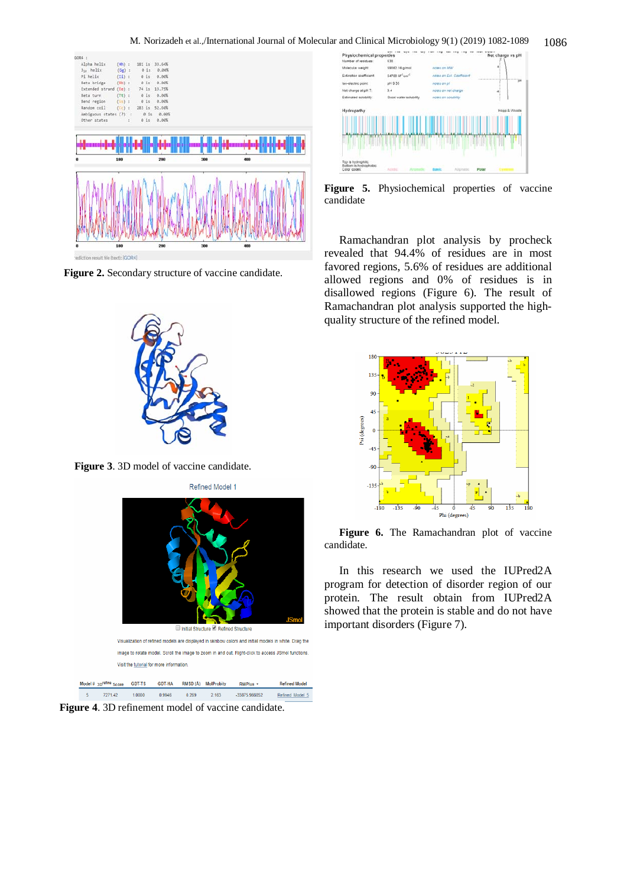**Figure 2.** Secondary structure of vaccine candidate.

**Figure 3**. 3D model of vaccine candidate.

**Figure 4**. 3D refinement model of vaccine candidate.

**Figure 5.** Physiochemical properties of vaccine candidate

Ramachandran plot analysis by procheck revealed that 94.4% of residues are in most favored regions, 5.6% of residues are additional allowed regions and 0% of residues is in disallowed regions (Figure 6). The result of Ramachandran plot analysis supported the high-quality structure of the refined model.

**Figure 6.** The Ramachandran plot of vaccine candidate.

In this research we used the IUPred2A program for detection of disorder region of our protein. The result obtain from IUPred2A showed that the protein is stable and do not have important disorders (Figure 7).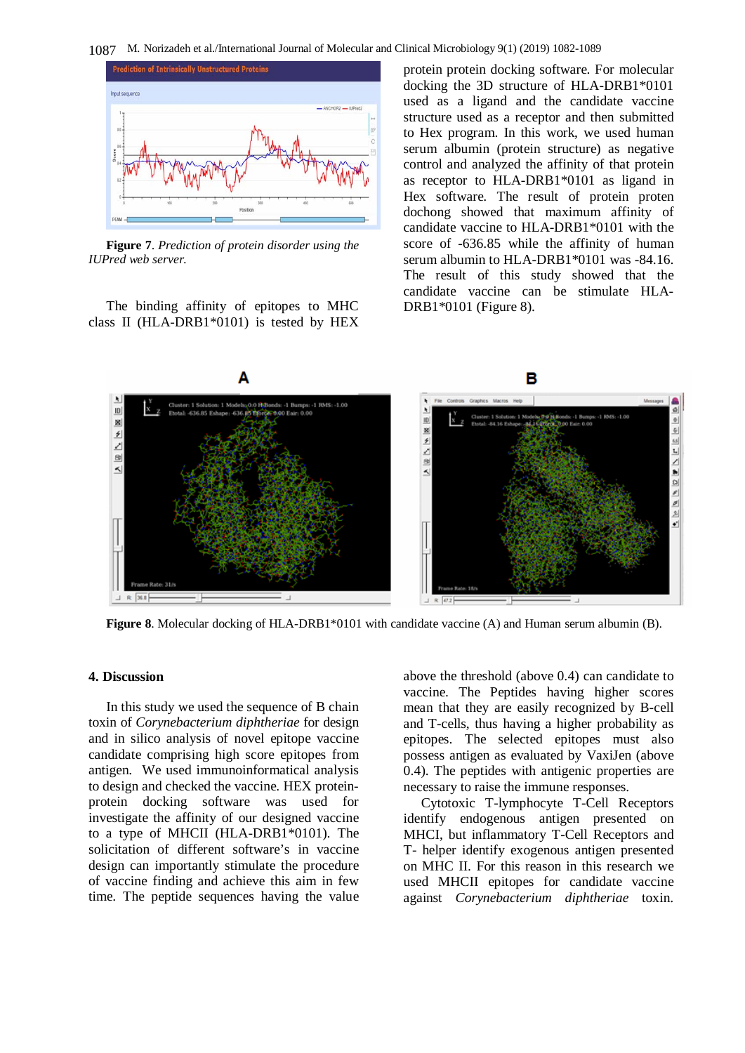**Figure 7**. *Prediction of protein disorder using the IUPred web server.*

The binding affinity of epitopes to MHC class II (HLA-DRB1*0101) is tested by HEX protein protein docking software. For molecular docking the 3D structure of HLA-DRB1*0101 used as a ligand and the candidate vaccine structure used as a receptor and then submitted to Hex program. In this work, we used human serum albumin (protein structure) as negative control and analyzed the affinity of that protein as receptor to HLA-DRB1*0101 as ligand in Hex software. The result of protein proten dochong showed that maximum affinity of candidate vaccine to HLA-DRB1*0101 with the score of -636.85 while the affinity of human serum albumin to HLA-DRB1*0101 was -84.16. The result of this study showed that the candidate vaccine can be stimulate HLA-DRB1*0101 (Figure 8).

**Figure 8**. Molecular docking of HLA-DRB1*0101 with candidate vaccine (A) and Human serum albumin (B).

## 4. Discussion

In this study we used the sequence of B chain toxin of *Corynebacterium diphtheriae* for design and in silico analysis of novel epitope vaccine candidate comprising high score epitopes from antigen. We used immunoinformatical analysis to design and checked the vaccine. HEX protein-protein docking software was used for investigate the affinity of our designed vaccine to a type of MHCII (HLA-DRB1*0101). The solicitation of different software's in vaccine design can importantly stimulate the procedure of vaccine finding and achieve this aim in few time. The peptide sequences having the value above the threshold (above 0.4) can candidate to vaccine. The Peptides having higher scores mean that they are easily recognized by B-cell and T-cells, thus having a higher probability as epitopes. The selected epitopes must also possess antigen as evaluated by VaxiJen (above 0.4). The peptides with antigenic properties are necessary to raise the immune responses.

Cytotoxic T-lymphocyte T-Cell Receptors identify endogenous antigen presented on MHCI, but inflammatory T-Cell Receptors and T- helper identify exogenous antigen presented on MHC II. For this reason in this research we used MHCII epitopes for candidate vaccine against *Corynebacterium diphtheriae* toxin.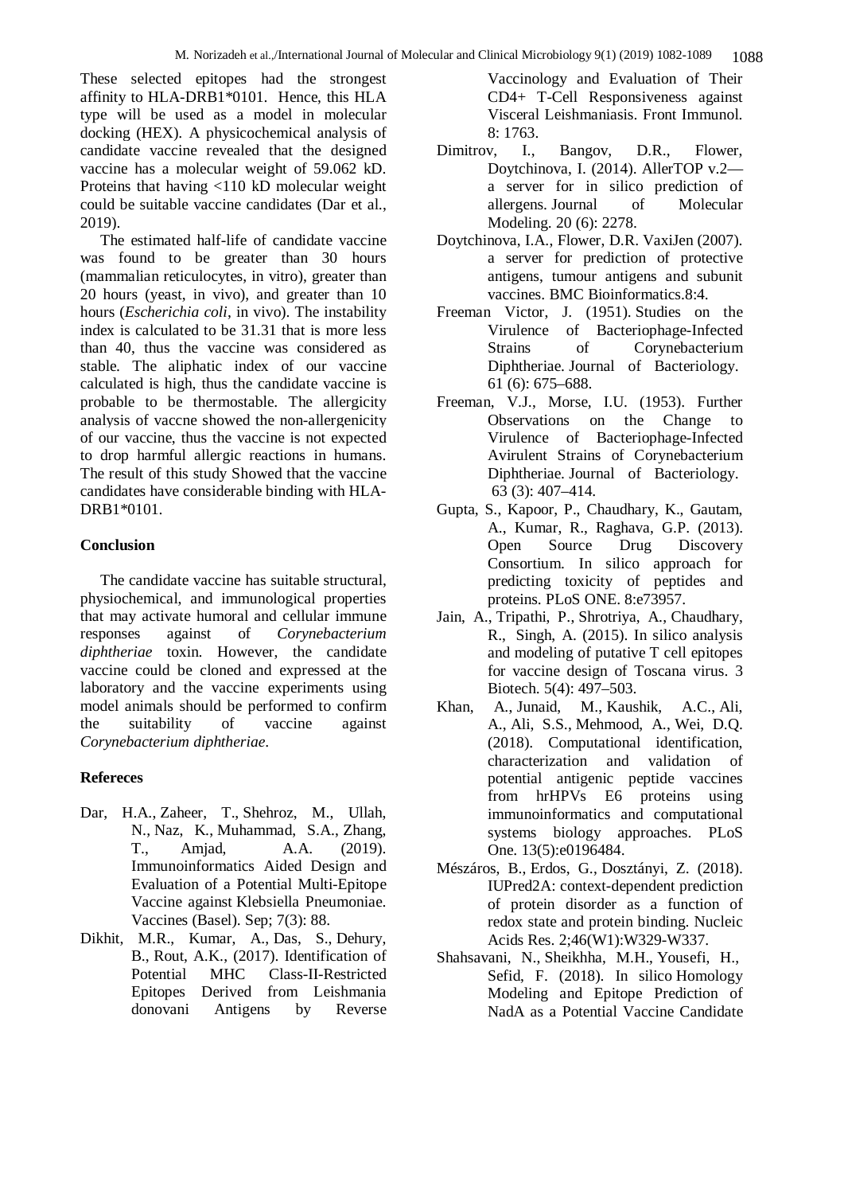These selected epitopes had the strongest affinity to HLA-DRB1*0101. Hence, this HLA type will be used as a model in molecular docking (HEX). A physicochemical analysis of candidate vaccine revealed that the designed vaccine has a molecular weight of 59.062 kD. Proteins that having <110 kD molecular weight could be suitable vaccine candidates (Dar et al., 2019).

The estimated half-life of candidate vaccine was found to be greater than 30 hours (mammalian reticulocytes, in vitro), greater than 20 hours (yeast, in vivo), and greater than 10 hours (*Escherichia coli*, in vivo). The instability index is calculated to be 31.31 that is more less than 40, thus the vaccine was considered as stable. The aliphatic index of our vaccine calculated is high, thus the candidate vaccine is probable to be thermostable. The allergicity analysis of vaccne showed the non-allergenicity of our vaccine, thus the vaccine is not expected to drop harmful allergic reactions in humans. The result of this study Showed that the vaccine candidates have considerable binding with HLA-DRB1*0101.

## Conclusion

The candidate vaccine has suitable structural, physiochemical, and immunological properties that may activate humoral and cellular immune responses against of *Corynebacterium diphtheriae* toxin. However, the candidate vaccine could be cloned and expressed at the laboratory and the vaccine experiments using model animals should be performed to confirm the suitability of vaccine against *Corynebacterium diphtheriae*.

## Refereces

Dar, H.A., Zaheer, T., Shehroz, M., Ullah, N., Naz, K., Muhammad, S.A., Zhang, T., Amjad, A.A. (2019). Immunoinformatics Aided Design and Evaluation of a Potential Multi-Epitope Vaccine against Klebsiella Pneumoniae. Vaccines (Basel). Sep; 7(3): 88.

Dikhit, M.R., Kumar, A., Das, S., Dehury, B., Rout, A.K., (2017). Identification of Potential MHC Class-II-Restricted Epitopes Derived from Leishmania donovani Antigens by Reverse Vaccinology and Evaluation of Their CD4+ T-Cell Responsiveness against Visceral Leishmaniasis. Front Immunol. 8: 1763.

Dimitrov, I., Bangov, D.R., Flower, Doytchinova, I. (2014). AllerTOP v.2— a server for in silico prediction of allergens. Journal of Molecular Modeling. 20 (6): 2278.

Doytchinova, I.A., Flower, D.R. VaxiJen (2007). a server for prediction of protective antigens, tumour antigens and subunit vaccines. BMC Bioinformatics.8:4.

Freeman Victor, J. (1951). Studies on the Virulence of Bacteriophage-Infected Strains of Corynebacterium Diphtheriae. Journal of Bacteriology. 61 (6): 675–688.

Freeman, V.J., Morse, I.U. (1953). Further Observations on the Change to Virulence of Bacteriophage-Infected Avirulent Strains of Corynebacterium Diphtheriae. Journal of Bacteriology. 63 (3): 407–414.

Gupta, S., Kapoor, P., Chaudhary, K., Gautam, A., Kumar, R., Raghava, G.P. (2013). Open Source Drug Discovery Consortium. In silico approach for predicting toxicity of peptides and proteins. PLoS ONE. 8:e73957.

Jain, A., Tripathi, P., Shrotriya, A., Chaudhary, R., Singh, A. (2015). In silico analysis and modeling of putative T cell epitopes for vaccine design of Toscana virus. 3 Biotech. 5(4): 497–503.

Khan, A., Junaid, M., Kaushik, A.C., Ali, A., Ali, S.S., Mehmood, A., Wei, D.Q. (2018). Computational identification, characterization and validation of potential antigenic peptide vaccines from hrHPVs E6 proteins using immunoinformatics and computational systems biology approaches. PLoS One. 13(5):e0196484.

Mészáros, B., Erdos, G., Dosztányi, Z. (2018). IUPred2A: context-dependent prediction of protein disorder as a function of redox state and protein binding. Nucleic Acids Res. 2;46(W1):W329-W337.

Shahsavani, N., Sheikhha, M.H., Yousefi, H., Sefid, F. (2018). In silico Homology Modeling and Epitope Prediction of NadA as a Potential Vaccine Candidate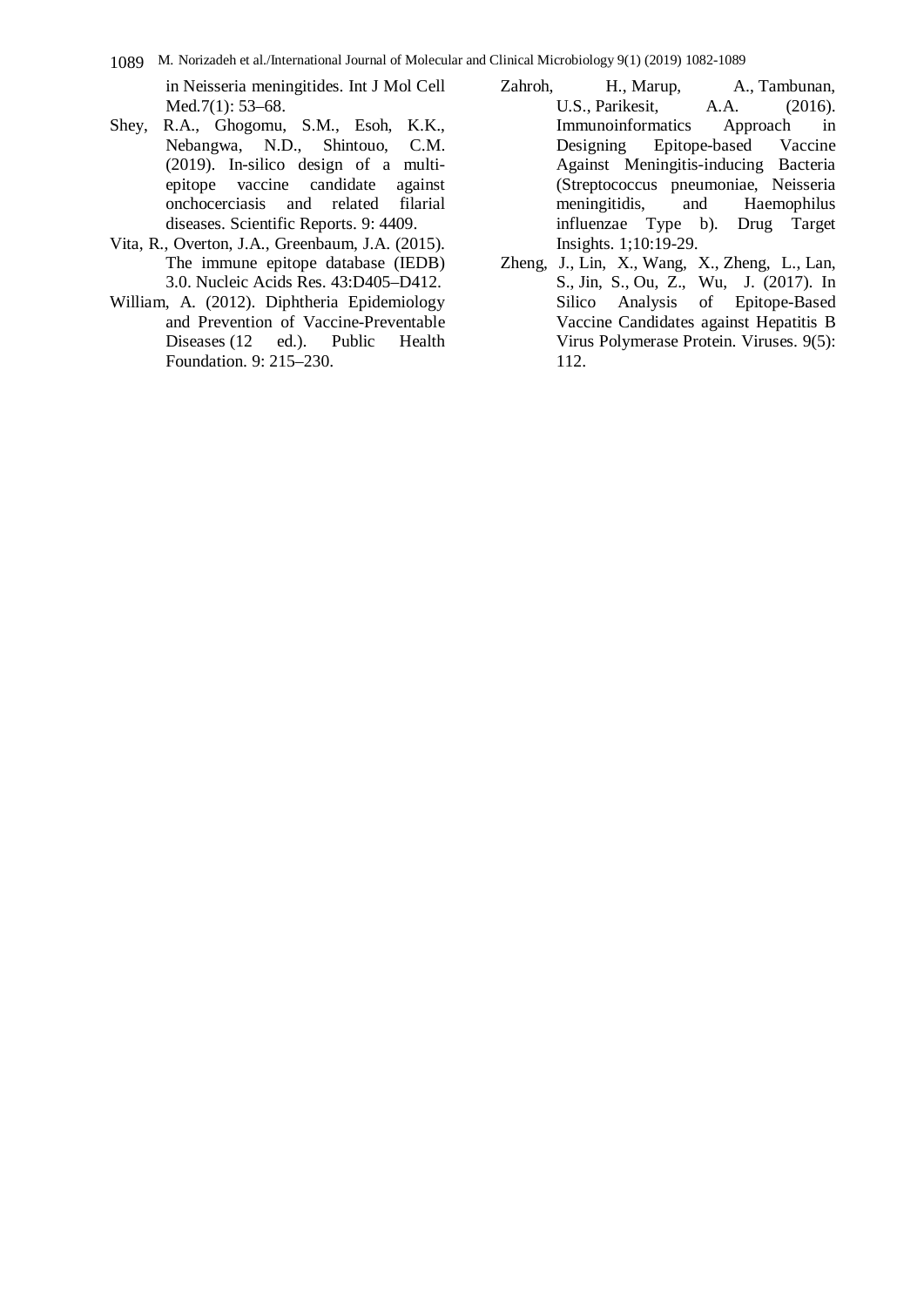in Neisseria meningitides. Int J Mol Cell Med.7(1): 53–68.

Shey, R.A., Ghogomu, S.M., Esoh, K.K., Nebangwa, N.D., Shintouo, C.M. (2019). In-silico design of a multi-epitope vaccine candidate against onchocerciasis and related filarial diseases. Scientific Reports. 9: 4409.

Vita, R., Overton, J.A., Greenbaum, J.A. (2015). The immune epitope database (IEDB) 3.0. Nucleic Acids Res. 43:D405–D412.

William, A. (2012). Diphtheria Epidemiology and Prevention of Vaccine-Preventable Diseases (12 ed.). Public Health Foundation. 9: 215–230.

Zahroh, H., Marup, A., Tambunan, U.S., Parikesit, A.A. (2016). Immunoinformatics Approach in Designing Epitope-based Vaccine Against Meningitis-inducing Bacteria (Streptococcus pneumoniae, Neisseria meningitidis, and Haemophilus influenzae Type b). Drug Target Insights. 1;10:19-29.

Zheng, J., Lin, X., Wang, X., Zheng, L., Lan, S., Jin, S., Ou, Z., Wu, J. (2017). In Silico Analysis of Epitope-Based Vaccine Candidates against Hepatitis B Virus Polymerase Protein. Viruses. 9(5): 112.